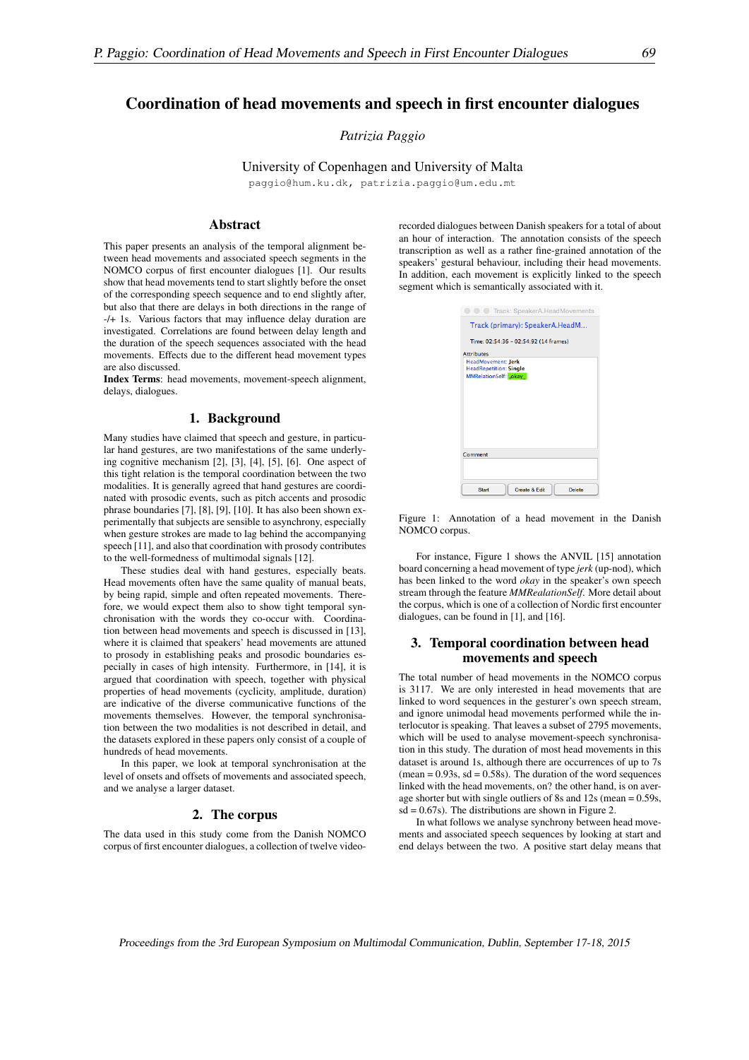# Coordination of head movements and speech in first encounter dialogues

*Patrizia Paggio*

University of Copenhagen and University of Malta

paggio@hum.ku.dk, patrizia.paggio@um.edu.mt

## Abstract

This paper presents an analysis of the temporal alignment between head movements and associated speech segments in the NOMCO corpus of first encounter dialogues [1]. Our results show that head movements tend to start slightly before the onset of the corresponding speech sequence and to end slightly after, but also that there are delays in both directions in the range of -/+ 1s. Various factors that may influence delay duration are investigated. Correlations are found between delay length and the duration of the speech sequences associated with the head movements. Effects due to the different head movement types are also discussed.

**Index Terms**: head movements, movement-speech alignment, delays, dialogues.

## 1. Background

Many studies have claimed that speech and gesture, in particular hand gestures, are two manifestations of the same underlying cognitive mechanism [2], [3], [4], [5], [6]. One aspect of this tight relation is the temporal coordination between the two modalities. It is generally agreed that hand gestures are coordinated with prosodic events, such as pitch accents and prosodic phrase boundaries [7], [8], [9], [10]. It has also been shown experimentally that subjects are sensible to asynchrony, especially when gesture strokes are made to lag behind the accompanying speech [11], and also that coordination with prosody contributes to the well-formedness of multimodal signals [12].

These studies deal with hand gestures, especially beats. Head movements often have the same quality of manual beats, by being rapid, simple and often repeated movements. Therefore, we would expect them also to show tight temporal synchronisation with the words they co-occur with. Coordination between head movements and speech is discussed in [13], where it is claimed that speakers' head movements are attuned to prosody in establishing peaks and prosodic boundaries especially in cases of high intensity. Furthermore, in [14], it is argued that coordination with speech, together with physical properties of head movements (cyclicity, amplitude, duration) are indicative of the diverse communicative functions of the movements themselves. However, the temporal synchronisation between the two modalities is not described in detail, and the datasets explored in these papers only consist of a couple of hundreds of head movements.

In this paper, we look at temporal synchronisation at the level of onsets and offsets of movements and associated speech, and we analyse a larger dataset.

## 2. The corpus

The data used in this study come from the Danish NOMCO corpus of first encounter dialogues, a collection of twelve video-recorded dialogues between Danish speakers for a total of about an hour of interaction. The annotation consists of the speech transcription as well as a rather fine-grained annotation of the speakers' gestural behaviour, including their head movements. In addition, each movement is explicitly linked to the speech segment which is semantically associated with it.

Figure 1: Annotation of a head movement in the Danish NOMCO corpus.

For instance, Figure 1 shows the ANVIL [15] annotation board concerning a head movement of type *jerk* (up-nod), which has been linked to the word *okay* in the speaker's own speech stream through the feature *MMRealationSelf*. More detail about the corpus, which is one of a collection of Nordic first encounter dialogues, can be found in [1], and [16].

## 3. Temporal coordination between head movements and speech

The total number of head movements in the NOMCO corpus is 3117. We are only interested in head movements that are linked to word sequences in the gesturer's own speech stream, and ignore unimodal head movements performed while the interlocutor is speaking. That leaves a subset of 2795 movements, which will be used to analyse movement-speech synchronisation in this study. The duration of most head movements in this dataset is around 1s, although there are occurrences of up to 7s (mean = 0.93s, sd = 0.58s). The duration of the word sequences linked with the head movements, on? the other hand, is on average shorter but with single outliers of 8s and 12s (mean = 0.59s, sd = 0.67s). The distributions are shown in Figure 2.

In what follows we analyse synchrony between head movements and associated speech sequences by looking at start and end delays between the two. A positive start delay means that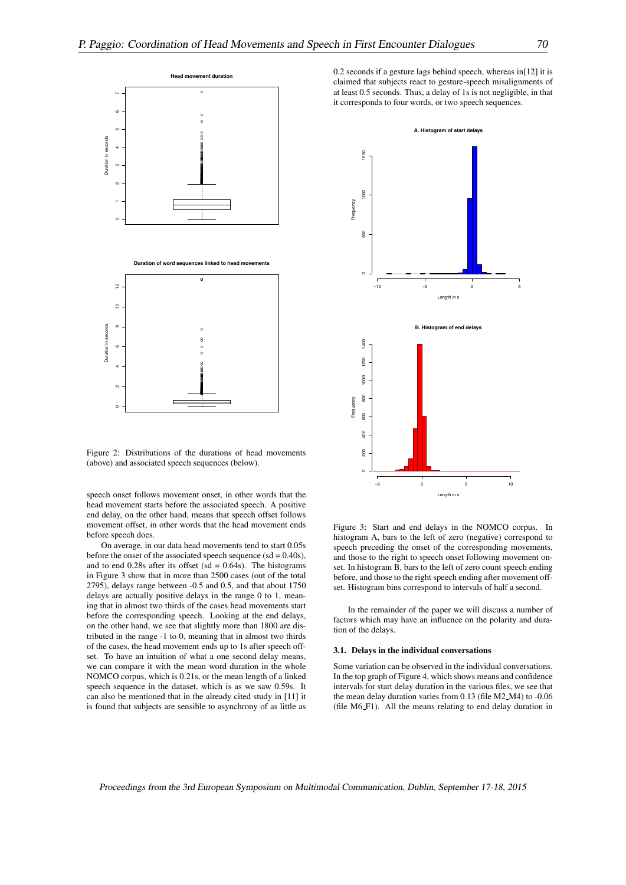Figure 2: Distributions of the durations of head movements (above) and associated speech sequences (below).

speech onset follows movement onset, in other words that the head movement starts before the associated speech. A positive end delay, on the other hand, means that speech offset follows movement offset, in other words that the head movement ends before speech does.

On average, in our data head movements tend to start 0.05s before the onset of the associated speech sequence (sd = 0.40s), and to end 0.28s after its offset (sd = 0.64s). The histograms in Figure 3 show that in more than 2500 cases (out of the total 2795), delays range between -0.5 and 0.5, and that about 1750 delays are actually positive delays in the range 0 to 1, meaning that in almost two thirds of the cases head movements start before the corresponding speech. Looking at the end delays, on the other hand, we see that slightly more than 1800 are distributed in the range -1 to 0, meaning that in almost two thirds of the cases, the head movement ends up to 1s after speech offset. To have an intuition of what a one second delay means, we can compare it with the mean word duration in the whole NOMCO corpus, which is 0.21s, or the mean length of a linked speech sequence in the dataset, which is as we saw 0.59s. It can also be mentioned that in the already cited study in [11] it is found that subjects are sensible to asynchrony of as little as 0.2 seconds if a gesture lags behind speech, whereas in[12] it is claimed that subjects react to gesture-speech misalignments of at least 0.5 seconds. Thus, a delay of 1s is not negligible, in that it corresponds to four words, or two speech sequences.

Figure 3: Start and end delays in the NOMCO corpus. In histogram A, bars to the left of zero (negative) correspond to speech preceding the onset of the corresponding movements, and those to the right to speech onset following movement onset. In histogram B, bars to the left of zero count speech ending before, and those to the right speech ending after movement offset. Histogram bins correspond to intervals of half a second.

In the remainder of the paper we will discuss a number of factors which may have an influence on the polarity and duration of the delays.

### 3.1. Delays in the individual conversations

Some variation can be observed in the individual conversations. In the top graph of Figure 4, which shows means and confidence intervals for start delay duration in the various files, we see that the mean delay duration varies from 0.13 (file M2_M4) to -0.06 (file M6_F1). All the means relating to end delay duration in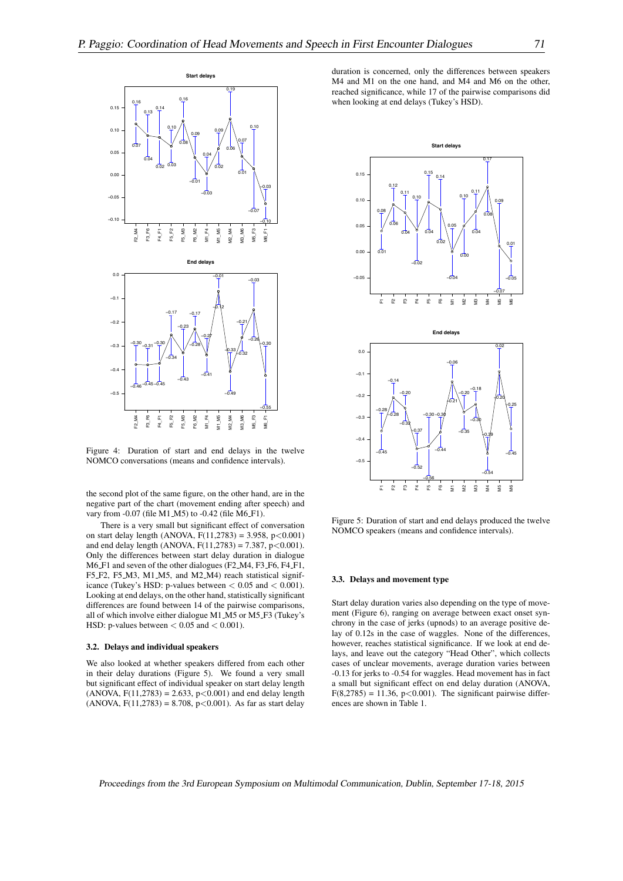Figure 4: Duration of start and end delays in the twelve NOMCO conversations (means and confidence intervals).

the second plot of the same figure, on the other hand, are in the negative part of the chart (movement ending after speech) and vary from -0.07 (file M1_M5) to -0.42 (file M6_F1).

There is a very small but significant effect of conversation on start delay length (ANOVA, $F(11,2783) = 3.958$, $p<0.001$) and end delay length (ANOVA, $F(11,2783) = 7.387$, $p<0.001$). Only the differences between start delay duration in dialogue M6_F1 and seven of the other dialogues (F2_M4, F3_F6, F4_F1, F5_F2, F5_M3, M1_M5, and M2_M4) reach statistical significance (Tukey's HSD: p-values between $< 0.05$ and $< 0.001$). Looking at end delays, on the other hand, statistically significant differences are found between 14 of the pairwise comparisons, all of which involve either dialogue M1_M5 or M5_F3 (Tukey's HSD: p-values between $< 0.05$ and $< 0.001$).

### 3.2. Delays and individual speakers

We also looked at whether speakers differed from each other in their delay durations (Figure 5). We found a very small but significant effect of individual speaker on start delay length (ANOVA, $F(11,2783) = 2.633$, $p<0.001$) and end delay length (ANOVA, $F(11,2783) = 8.708$, $p<0.001$). As far as start delay duration is concerned, only the differences between speakers M4 and M1 on the one hand, and M4 and M6 on the other, reached significance, while 17 of the pairwise comparisons did when looking at end delays (Tukey's HSD).

Figure 5: Duration of start and end delays produced the twelve NOMCO speakers (means and confidence intervals).

### 3.3. Delays and movement type

Start delay duration varies also depending on the type of movement (Figure 6), ranging on average between exact onset synchrony in the case of jerks (upnods) to an average positive delay of 0.12s in the case of waggles. None of the differences, however, reaches statistical significance. If we look at end delays, and leave out the category "Head Other", which collects cases of unclear movements, average duration varies between -0.13 for jerks to -0.54 for waggles. Head movement has in fact a small but significant effect on end delay duration (ANOVA, $F(8,2785) = 11.36$, $p<0.001$). The significant pairwise differences are shown in Table 1.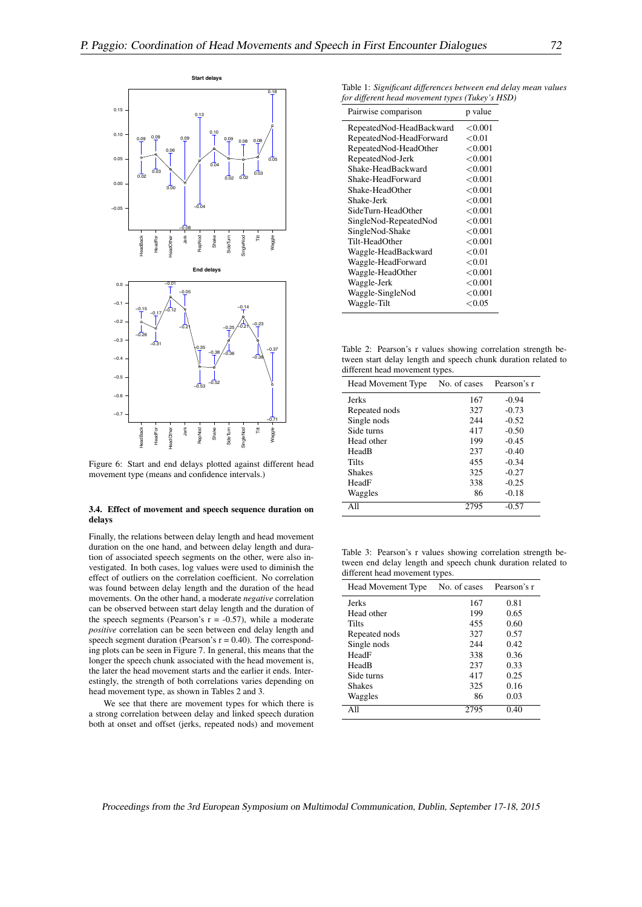Figure 6: Start and end delays plotted against different head movement type (means and confidence intervals.)

### 3.4. Effect of movement and speech sequence duration on delays

Finally, the relations between delay length and head movement duration on the one hand, and between delay length and duration of associated speech segments on the other, were also investigated. In both cases, log values were used to diminish the effect of outliers on the correlation coefficient. No correlation was found between delay length and the duration of the head movements. On the other hand, a moderate *negative* correlation can be observed between start delay length and the duration of the speech segments (Pearson's r = -0.57), while a moderate *positive* correlation can be seen between end delay length and speech segment duration (Pearson's r = 0.40). The corresponding plots can be seen in Figure 7. In general, this means that the longer the speech chunk associated with the head movement is, the later the head movement starts and the earlier it ends. Interestingly, the strength of both correlations varies depending on head movement type, as shown in Tables 2 and 3.

We see that there are movement types for which there is a strong correlation between delay and linked speech duration both at onset and offset (jerks, repeated nods) and movement

Table 1: *Significant differences between end delay mean values for different head movement types (Tukey's HSD)*

| Pairwise comparison | p value |
|---|---|
| RepeatedNod-HeadBackward | <0.001 |
| RepeatedNod-HeadForward | <0.01 |
| RepeatedNod-HeadOther | <0.001 |
| RepeatedNod-Jerk | <0.001 |
| Shake-HeadBackward | <0.001 |
| Shake-HeadForward | <0.001 |
| Shake-HeadOther | <0.001 |
| Shake-Jerk | <0.001 |
| SideTurn-HeadOther | <0.001 |
| SingleNod-RepeatedNod | <0.001 |
| SingleNod-Shake | <0.001 |
| Tilt-HeadOther | <0.001 |
| Waggle-HeadBackward | <0.01 |
| Waggle-HeadForward | <0.01 |
| Waggle-HeadOther | <0.001 |
| Waggle-Jerk | <0.001 |
| Waggle-SingleNod | <0.001 |
| Waggle-Tilt | <0.05 |

Table 2: Pearson's r values showing correlation strength between start delay length and speech chunk duration related to different head movement types.

| Head Movement Type | No. of cases | Pearson's r |
|---|---|---|
| Jerks | 167 | -0.94 |
| Repeated nods | 327 | -0.73 |
| Single nods | 244 | -0.52 |
| Side turns | 417 | -0.50 |
| Head other | 199 | -0.45 |
| HeadB | 237 | -0.40 |
| Tilts | 455 | -0.34 |
| Shakes | 325 | -0.27 |
| HeadF | 338 | -0.25 |
| Waggles | 86 | -0.18 |
| All | 2795 | -0.57 |

Table 3: Pearson's r values showing correlation strength between end delay length and speech chunk duration related to different head movement types.

| Head Movement Type | No. of cases | Pearson's r |
|---|---|---|
| Jerks | 167 | 0.81 |
| Head other | 199 | 0.65 |
| Tilts | 455 | 0.60 |
| Repeated nods | 327 | 0.57 |
| Single nods | 244 | 0.42 |
| HeadF | 338 | 0.36 |
| HeadB | 237 | 0.33 |
| Side turns | 417 | 0.25 |
| Shakes | 325 | 0.16 |
| Waggles | 86 | 0.03 |
| All | 2795 | 0.40 |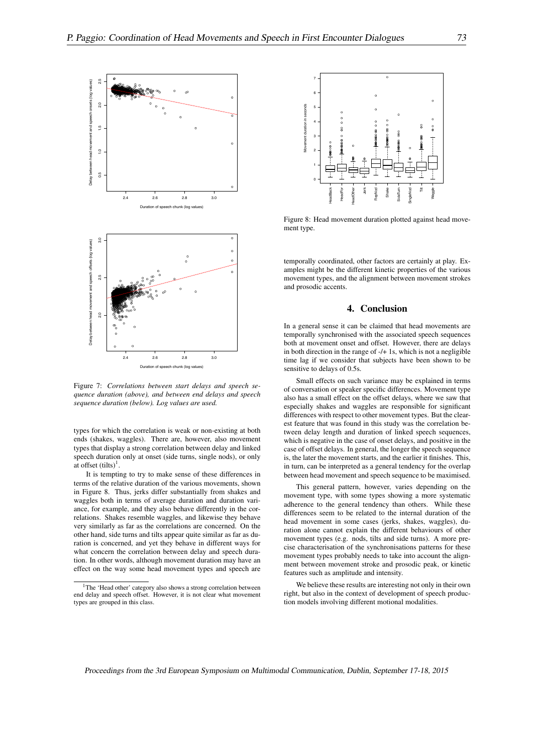Figure 7: *Correlations between start delays and speech sequence duration (above), and between end delays and speech sequence duration (below). Log values are used.*

types for which the correlation is weak or non-existing at both ends (shakes, waggles). There are, however, also movement types that display a strong correlation between delay and linked speech duration only at onset (side turns, single nods), or only at offset (tilts)[1].

It is tempting to try to make sense of these differences in terms of the relative duration of the various movements, shown in Figure 8. Thus, jerks differ substantially from shakes and waggles both in terms of average duration and duration variance, for example, and they also behave differently in the correlations. Shakes resemble waggles, and likewise they behave very similarly as far as the correlations are concerned. On the other hand, side turns and tilts appear quite similar as far as duration is concerned, and yet they behave in different ways for what concern the correlation between delay and speech duration. In other words, although movement duration may have an effect on the way some head movement types and speech are temporally coordinated, other factors are certainly at play. Examples might be the different kinetic properties of the various movement types, and the alignment between movement strokes and prosodic accents.

Figure 8: Head movement duration plotted against head movement type.

## 4. Conclusion

In a general sense it can be claimed that head movements are temporally synchronised with the associated speech sequences both at movement onset and offset. However, there are delays in both direction in the range of -/+ 1s, which is not a negligible time lag if we consider that subjects have been shown to be sensitive to delays of 0.5s.

Small effects on such variance may be explained in terms of conversation or speaker specific differences. Movement type also has a small effect on the offset delays, where we saw that especially shakes and waggles are responsible for significant differences with respect to other movement types. But the clearest feature that was found in this study was the correlation between delay length and duration of linked speech sequences, which is negative in the case of onset delays, and positive in the case of offset delays. In general, the longer the speech sequence is, the later the movement starts, and the earlier it finishes. This, in turn, can be interpreted as a general tendency for the overlap between head movement and speech sequence to be maximised.

This general pattern, however, varies depending on the movement type, with some types showing a more systematic adherence to the general tendency than others. While these differences seem to be related to the internal duration of the head movement in some cases (jerks, shakes, waggles), duration alone cannot explain the different behaviours of other movement types (e.g. nods, tilts and side turns). A more precise characterisation of the synchronisations patterns for these movement types probably needs to take into account the alignment between movement stroke and prosodic peak, or kinetic features such as amplitude and intensity.

We believe these results are interesting not only in their own right, but also in the context of development of speech production models involving different motional modalities.

[1] The 'Head other' category also shows a strong correlation between end delay and speech offset. However, it is not clear what movement types are grouped in this class.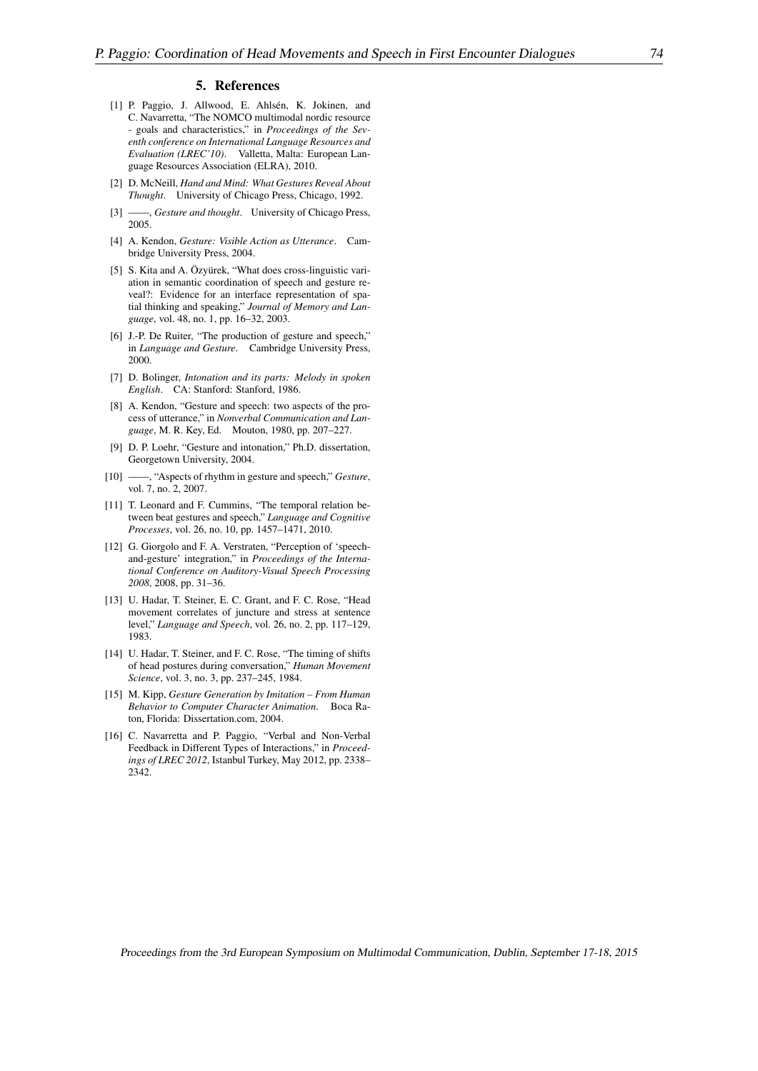## 5. References

[1] P. Paggio, J. Allwood, E. Ahlsén, K. Jokinen, and C. Navarretta, "The NOMCO multimodal nordic resource - goals and characteristics," in *Proceedings of the Seventh conference on International Language Resources and Evaluation (LREC'10)*. Valletta, Malta: European Language Resources Association (ELRA), 2010.

[2] D. McNeill, *Hand and Mind: What Gestures Reveal About Thought*. University of Chicago Press, Chicago, 1992.

[3] ——, *Gesture and thought*. University of Chicago Press, 2005.

[4] A. Kendon, *Gesture: Visible Action as Utterance*. Cambridge University Press, 2004.

[5] S. Kita and A. Özyürek, "What does cross-linguistic variation in semantic coordination of speech and gesture reveal?: Evidence for an interface representation of spatial thinking and speaking," *Journal of Memory and Language*, vol. 48, no. 1, pp. 16–32, 2003.

[6] J.-P. De Ruiter, "The production of gesture and speech," in *Language and Gesture*. Cambridge University Press, 2000.

[7] D. Bolinger, *Intonation and its parts: Melody in spoken English*. CA: Stanford: Stanford, 1986.

[8] A. Kendon, "Gesture and speech: two aspects of the process of utterance," in *Nonverbal Communication and Language*, M. R. Key, Ed. Mouton, 1980, pp. 207–227.

[9] D. P. Loehr, "Gesture and intonation," Ph.D. dissertation, Georgetown University, 2004.

[10] ——, "Aspects of rhythm in gesture and speech," *Gesture*, vol. 7, no. 2, 2007.

[11] T. Leonard and F. Cummins, "The temporal relation between beat gestures and speech," *Language and Cognitive Processes*, vol. 26, no. 10, pp. 1457–1471, 2010.

[12] G. Giorgolo and F. A. Verstraten, "Perception of 'speech-and-gesture' integration," in *Proceedings of the International Conference on Auditory-Visual Speech Processing 2008*, 2008, pp. 31–36.

[13] U. Hadar, T. Steiner, E. C. Grant, and F. C. Rose, "Head movement correlates of juncture and stress at sentence level," *Language and Speech*, vol. 26, no. 2, pp. 117–129, 1983.

[14] U. Hadar, T. Steiner, and F. C. Rose, "The timing of shifts of head postures during conversation," *Human Movement Science*, vol. 3, no. 3, pp. 237–245, 1984.

[15] M. Kipp, *Gesture Generation by Imitation – From Human Behavior to Computer Character Animation*. Boca Raton, Florida: Dissertation.com, 2004.

[16] C. Navarretta and P. Paggio, "Verbal and Non-Verbal Feedback in Different Types of Interactions," in *Proceedings of LREC 2012*, Istanbul Turkey, May 2012, pp. 2338–2342.